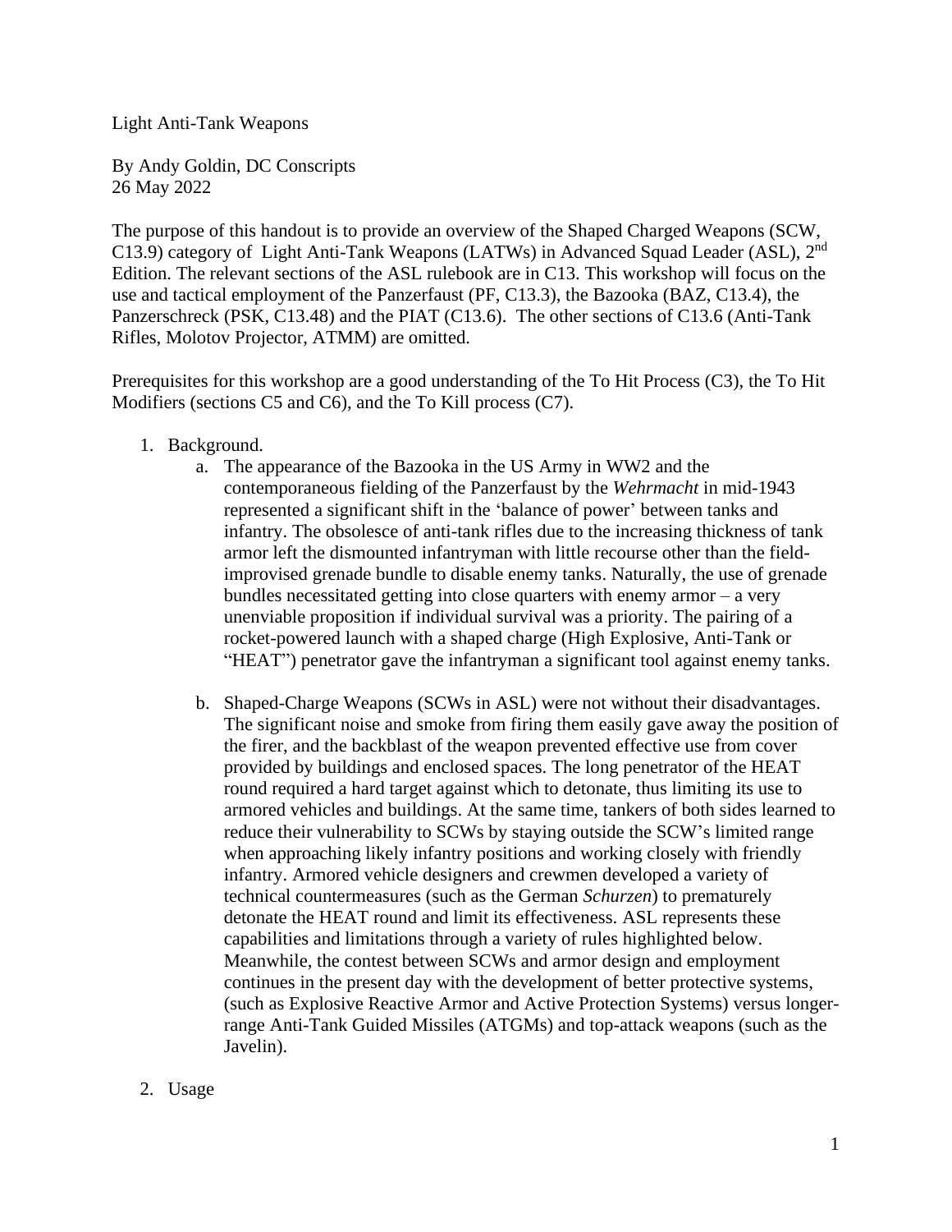Light Anti-Tank Weapons

By Andy Goldin, DC Conscripts
26 May 2022

The purpose of this handout is to provide an overview of the Shaped Charged Weapons (SCW, C13.9) category of Light Anti-Tank Weapons (LATWs) in Advanced Squad Leader (ASL), 2nd Edition. The relevant sections of the ASL rulebook are in C13. This workshop will focus on the use and tactical employment of the Panzerfaust (PF, C13.3), the Bazooka (BAZ, C13.4), the Panzerschreck (PSK, C13.48) and the PIAT (C13.6). The other sections of C13.6 (Anti-Tank Rifles, Molotov Projector, ATMM) are omitted.

Prerequisites for this workshop are a good understanding of the To Hit Process (C3), the To Hit Modifiers (sections C5 and C6), and the To Kill process (C7).

1. Background.
    a. The appearance of the Bazooka in the US Army in WW2 and the contemporaneous fielding of the Panzerfaust by the *Wehrmacht* in mid-1943 represented a significant shift in the 'balance of power' between tanks and infantry. The obsolesce of anti-tank rifles due to the increasing thickness of tank armor left the dismounted infantryman with little recourse other than the field-improvised grenade bundle to disable enemy tanks. Naturally, the use of grenade bundles necessitated getting into close quarters with enemy armor – a very unenviable proposition if individual survival was a priority. The pairing of a rocket-powered launch with a shaped charge (High Explosive, Anti-Tank or "HEAT") penetrator gave the infantryman a significant tool against enemy tanks.

    b. Shaped-Charge Weapons (SCWs in ASL) were not without their disadvantages. The significant noise and smoke from firing them easily gave away the position of the firer, and the backblast of the weapon prevented effective use from cover provided by buildings and enclosed spaces. The long penetrator of the HEAT round required a hard target against which to detonate, thus limiting its use to armored vehicles and buildings. At the same time, tankers of both sides learned to reduce their vulnerability to SCWs by staying outside the SCW's limited range when approaching likely infantry positions and working closely with friendly infantry. Armored vehicle designers and crewmen developed a variety of technical countermeasures (such as the German *Schurzen*) to prematurely detonate the HEAT round and limit its effectiveness. ASL represents these capabilities and limitations through a variety of rules highlighted below. Meanwhile, the contest between SCWs and armor design and employment continues in the present day with the development of better protective systems, (such as Explosive Reactive Armor and Active Protection Systems) versus longer-range Anti-Tank Guided Missiles (ATGMs) and top-attack weapons (such as the Javelin).

2. Usage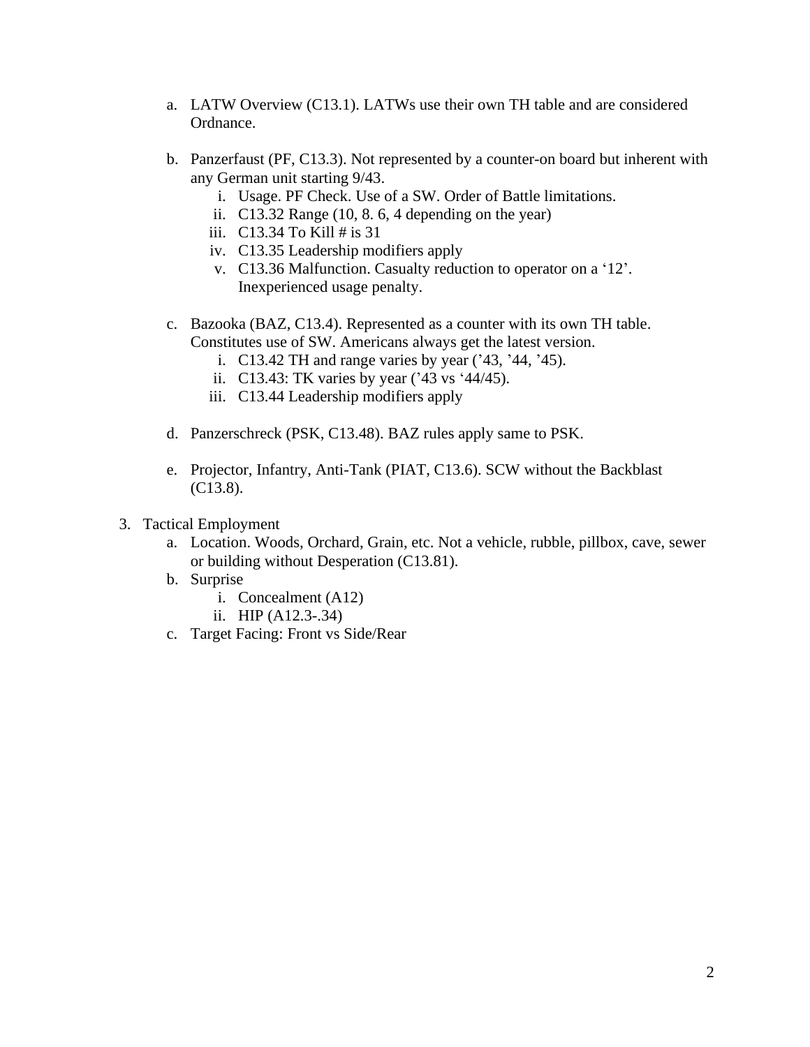a. LATW Overview (C13.1). LATWs use their own TH table and are considered Ordnance.

b. Panzerfaust (PF, C13.3). Not represented by a counter-on board but inherent with any German unit starting 9/43.
   i. Usage. PF Check. Use of a SW. Order of Battle limitations.
   ii. C13.32 Range (10, 8. 6, 4 depending on the year)
   iii. C13.34 To Kill # is 31
   iv. C13.35 Leadership modifiers apply
   v. C13.36 Malfunction. Casualty reduction to operator on a '12'. Inexperienced usage penalty.

c. Bazooka (BAZ, C13.4). Represented as a counter with its own TH table. Constitutes use of SW. Americans always get the latest version.
   i. C13.42 TH and range varies by year ('43, '44, '45).
   ii. C13.43: TK varies by year ('43 vs '44/45).
   iii. C13.44 Leadership modifiers apply

d. Panzerschreck (PSK, C13.48). BAZ rules apply same to PSK.

e. Projector, Infantry, Anti-Tank (PIAT, C13.6). SCW without the Backblast (C13.8).

3. Tactical Employment
   a. Location. Woods, Orchard, Grain, etc. Not a vehicle, rubble, pillbox, cave, sewer or building without Desperation (C13.81).
   b. Surprise
      i. Concealment (A12)
      ii. HIP (A12.3-.34)
   c. Target Facing: Front vs Side/Rear